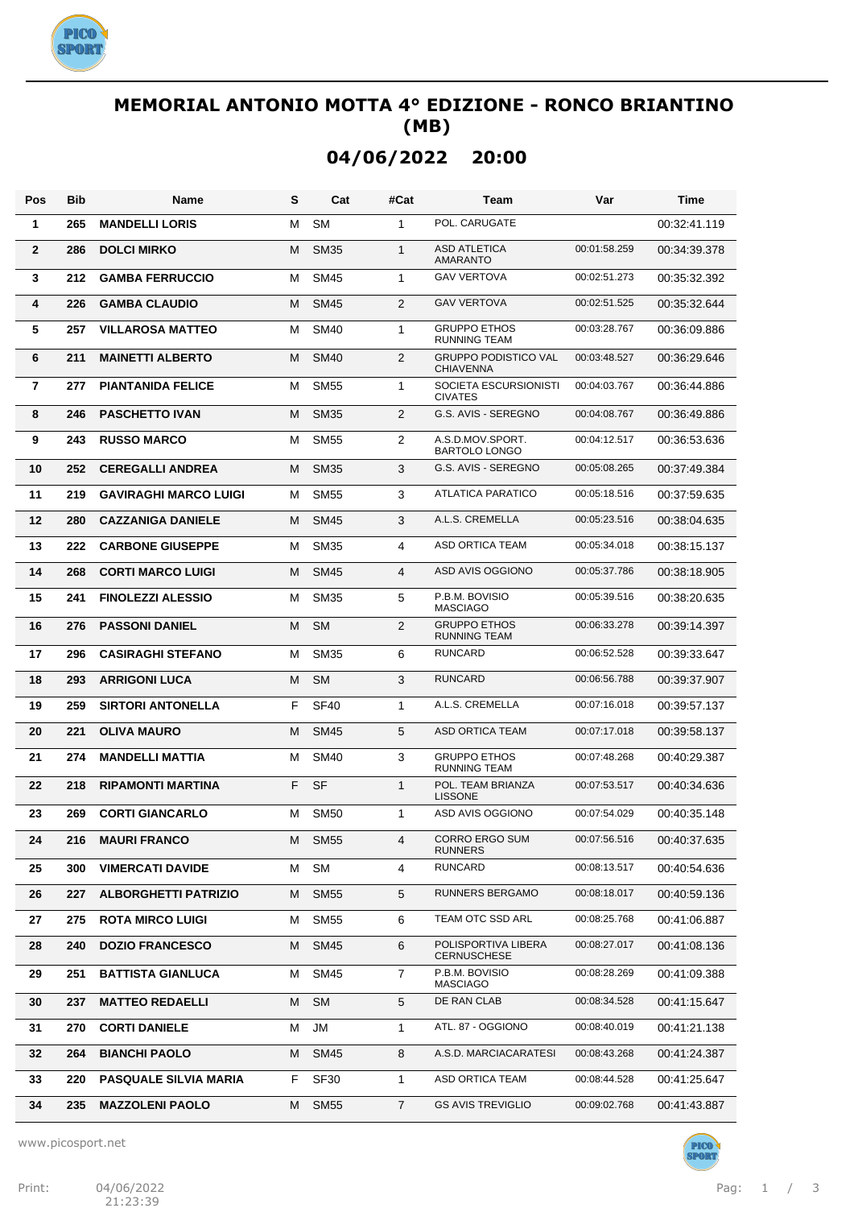# MEMORIAL ANTONIO MOTTA 4° EDIZIONE - RONCO BRIANTINO (MB)

## 04/06/2022 20:00

| Pos | Bib | Name | S | Cat | #Cat | Team | Var | Time |
|---|---|---|---|---|---|---|---|---|
| 1 | 265 | **MANDELLI LORIS** | M | SM | 1 | POL. CARUGATE | | 00:32:41.119 |
| 2 | 286 | **DOLCI MIRKO** | M | SM35 | 1 | ASD ATLETICA AMARANTO | 00:01:58.259 | 00:34:39.378 |
| 3 | 212 | **GAMBA FERRUCCIO** | M | SM45 | 1 | GAV VERTOVA | 00:02:51.273 | 00:35:32.392 |
| 4 | 226 | **GAMBA CLAUDIO** | M | SM45 | 2 | GAV VERTOVA | 00:02:51.525 | 00:35:32.644 |
| 5 | 257 | **VILLAROSA MATTEO** | M | SM40 | 1 | GRUPPO ETHOS RUNNING TEAM | 00:03:28.767 | 00:36:09.886 |
| 6 | 211 | **MAINETTI ALBERTO** | M | SM40 | 2 | GRUPPO PODISTICO VAL CHIAVENNA | 00:03:48.527 | 00:36:29.646 |
| 7 | 277 | **PIANTANIDA FELICE** | M | SM55 | 1 | SOCIETA ESCURSIONISTI CIVATES | 00:04:03.767 | 00:36:44.886 |
| 8 | 246 | **PASCHETTO IVAN** | M | SM35 | 2 | G.S. AVIS - SEREGNO | 00:04:08.767 | 00:36:49.886 |
| 9 | 243 | **RUSSO MARCO** | M | SM55 | 2 | A.S.D.MOV.SPORT. BARTOLO LONGO | 00:04:12.517 | 00:36:53.636 |
| 10 | 252 | **CEREGALLI ANDREA** | M | SM35 | 3 | G.S. AVIS - SEREGNO | 00:05:08.265 | 00:37:49.384 |
| 11 | 219 | **GAVIRAGHI MARCO LUIGI** | M | SM55 | 3 | ATLATICA PARATICO | 00:05:18.516 | 00:37:59.635 |
| 12 | 280 | **CAZZANIGA DANIELE** | M | SM45 | 3 | A.L.S. CREMELLA | 00:05:23.516 | 00:38:04.635 |
| 13 | 222 | **CARBONE GIUSEPPE** | M | SM35 | 4 | ASD ORTICA TEAM | 00:05:34.018 | 00:38:15.137 |
| 14 | 268 | **CORTI MARCO LUIGI** | M | SM45 | 4 | ASD AVIS OGGIONO | 00:05:37.786 | 00:38:18.905 |
| 15 | 241 | **FINOLEZZI ALESSIO** | M | SM35 | 5 | P.B.M. BOVISIO MASCIAGO | 00:05:39.516 | 00:38:20.635 |
| 16 | 276 | **PASSONI DANIEL** | M | SM | 2 | GRUPPO ETHOS RUNNING TEAM | 00:06:33.278 | 00:39:14.397 |
| 17 | 296 | **CASIRAGHI STEFANO** | M | SM35 | 6 | RUNCARD | 00:06:52.528 | 00:39:33.647 |
| 18 | 293 | **ARRIGONI LUCA** | M | SM | 3 | RUNCARD | 00:06:56.788 | 00:39:37.907 |
| 19 | 259 | **SIRTORI ANTONELLA** | F | SF40 | 1 | A.L.S. CREMELLA | 00:07:16.018 | 00:39:57.137 |
| 20 | 221 | **OLIVA MAURO** | M | SM45 | 5 | ASD ORTICA TEAM | 00:07:17.018 | 00:39:58.137 |
| 21 | 274 | **MANDELLI MATTIA** | M | SM40 | 3 | GRUPPO ETHOS RUNNING TEAM | 00:07:48.268 | 00:40:29.387 |
| 22 | 218 | **RIPAMONTI MARTINA** | F | SF | 1 | POL. TEAM BRIANZA LISSONE | 00:07:53.517 | 00:40:34.636 |
| 23 | 269 | **CORTI GIANCARLO** | M | SM50 | 1 | ASD AVIS OGGIONO | 00:07:54.029 | 00:40:35.148 |
| 24 | 216 | **MAURI FRANCO** | M | SM55 | 4 | CORRO ERGO SUM RUNNERS | 00:07:56.516 | 00:40:37.635 |
| 25 | 300 | **VIMERCATI DAVIDE** | M | SM | 4 | RUNCARD | 00:08:13.517 | 00:40:54.636 |
| 26 | 227 | **ALBORGHETTI PATRIZIO** | M | SM55 | 5 | RUNNERS BERGAMO | 00:08:18.017 | 00:40:59.136 |
| 27 | 275 | **ROTA MIRCO LUIGI** | M | SM55 | 6 | TEAM OTC SSD ARL | 00:08:25.768 | 00:41:06.887 |
| 28 | 240 | **DOZIO FRANCESCO** | M | SM45 | 6 | POLISPORTIVA LIBERA CERNUSCHESE | 00:08:27.017 | 00:41:08.136 |
| 29 | 251 | **BATTISTA GIANLUCA** | M | SM45 | 7 | P.B.M. BOVISIO MASCIAGO | 00:08:28.269 | 00:41:09.388 |
| 30 | 237 | **MATTEO REDAELLI** | M | SM | 5 | DE RAN CLAB | 00:08:34.528 | 00:41:15.647 |
| 31 | 270 | **CORTI DANIELE** | M | JM | 1 | ATL. 87 - OGGIONO | 00:08:40.019 | 00:41:21.138 |
| 32 | 264 | **BIANCHI PAOLO** | M | SM45 | 8 | A.S.D. MARCIACARATESI | 00:08:43.268 | 00:41:24.387 |
| 33 | 220 | **PASQUALE SILVIA MARIA** | F | SF30 | 1 | ASD ORTICA TEAM | 00:08:44.528 | 00:41:25.647 |
| 34 | 235 | **MAZZOLENI PAOLO** | M | SM55 | 7 | GS AVIS TREVIGLIO | 00:09:02.768 | 00:41:43.887 |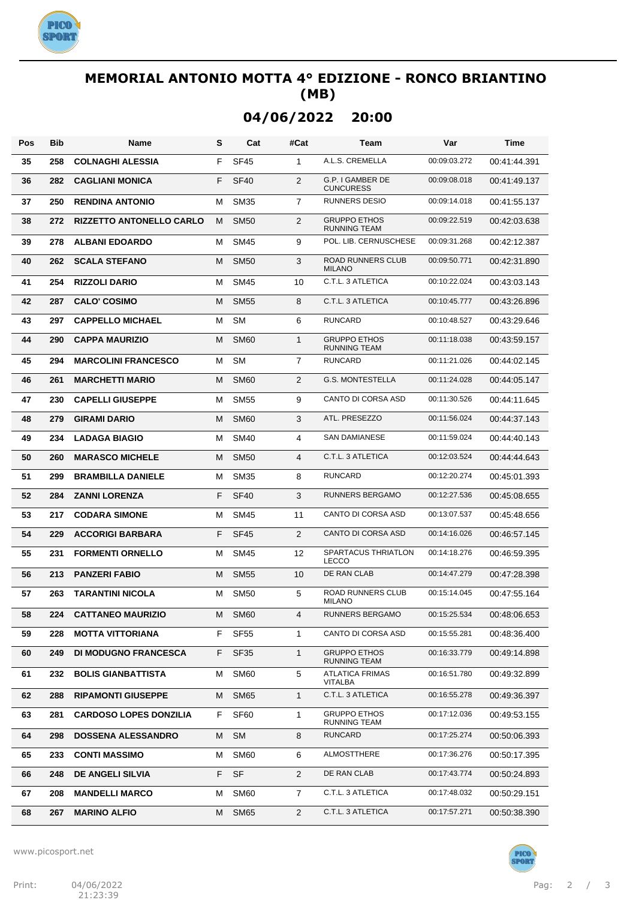## MEMORIAL ANTONIO MOTTA 4° EDIZIONE - RONCO BRIANTINO (MB)

## 04/06/2022 20:00

| Pos | Bib | Name | S | Cat | #Cat | Team | Var | Time |
|---|---|---|---|---|---|---|---|---|
| 35 | 258 | **COLNAGHI ALESSIA** | F | SF45 | 1 | A.L.S. CREMELLA | 00:09:03.272 | 00:41:44.391 |
| 36 | 282 | **CAGLIANI MONICA** | F | SF40 | 2 | G.P. I GAMBER DE CUNCURESS | 00:09:08.018 | 00:41:49.137 |
| 37 | 250 | **RENDINA ANTONIO** | M | SM35 | 7 | RUNNERS DESIO | 00:09:14.018 | 00:41:55.137 |
| 38 | 272 | **RIZZETTO ANTONELLO CARLO** | M | SM50 | 2 | GRUPPO ETHOS RUNNING TEAM | 00:09:22.519 | 00:42:03.638 |
| 39 | 278 | **ALBANI EDOARDO** | M | SM45 | 9 | POL. LIB. CERNUSCHESE | 00:09:31.268 | 00:42:12.387 |
| 40 | 262 | **SCALA STEFANO** | M | SM50 | 3 | ROAD RUNNERS CLUB MILANO | 00:09:50.771 | 00:42:31.890 |
| 41 | 254 | **RIZZOLI DARIO** | M | SM45 | 10 | C.T.L. 3 ATLETICA | 00:10:22.024 | 00:43:03.143 |
| 42 | 287 | **CALO' COSIMO** | M | SM55 | 8 | C.T.L. 3 ATLETICA | 00:10:45.777 | 00:43:26.896 |
| 43 | 297 | **CAPPELLO MICHAEL** | M | SM | 6 | RUNCARD | 00:10:48.527 | 00:43:29.646 |
| 44 | 290 | **CAPPA MAURIZIO** | M | SM60 | 1 | GRUPPO ETHOS RUNNING TEAM | 00:11:18.038 | 00:43:59.157 |
| 45 | 294 | **MARCOLINI FRANCESCO** | M | SM | 7 | RUNCARD | 00:11:21.026 | 00:44:02.145 |
| 46 | 261 | **MARCHETTI MARIO** | M | SM60 | 2 | G.S. MONTESTELLA | 00:11:24.028 | 00:44:05.147 |
| 47 | 230 | **CAPELLI GIUSEPPE** | M | SM55 | 9 | CANTO DI CORSA ASD | 00:11:30.526 | 00:44:11.645 |
| 48 | 279 | **GIRAMI DARIO** | M | SM60 | 3 | ATL. PRESEZZO | 00:11:56.024 | 00:44:37.143 |
| 49 | 234 | **LADAGA BIAGIO** | M | SM40 | 4 | SAN DAMIANESE | 00:11:59.024 | 00:44:40.143 |
| 50 | 260 | **MARASCO MICHELE** | M | SM50 | 4 | C.T.L. 3 ATLETICA | 00:12:03.524 | 00:44:44.643 |
| 51 | 299 | **BRAMBILLA DANIELE** | M | SM35 | 8 | RUNCARD | 00:12:20.274 | 00:45:01.393 |
| 52 | 284 | **ZANNI LORENZA** | F | SF40 | 3 | RUNNERS BERGAMO | 00:12:27.536 | 00:45:08.655 |
| 53 | 217 | **CODARA SIMONE** | M | SM45 | 11 | CANTO DI CORSA ASD | 00:13:07.537 | 00:45:48.656 |
| 54 | 229 | **ACCORIGI BARBARA** | F | SF45 | 2 | CANTO DI CORSA ASD | 00:14:16.026 | 00:46:57.145 |
| 55 | 231 | **FORMENTI ORNELLO** | M | SM45 | 12 | SPARTACUS THRIATLON LECCO | 00:14:18.276 | 00:46:59.395 |
| 56 | 213 | **PANZERI FABIO** | M | SM55 | 10 | DE RAN CLAB | 00:14:47.279 | 00:47:28.398 |
| 57 | 263 | **TARANTINI NICOLA** | M | SM50 | 5 | ROAD RUNNERS CLUB MILANO | 00:15:14.045 | 00:47:55.164 |
| 58 | 224 | **CATTANEO MAURIZIO** | M | SM60 | 4 | RUNNERS BERGAMO | 00:15:25.534 | 00:48:06.653 |
| 59 | 228 | **MOTTA VITTORIANA** | F | SF55 | 1 | CANTO DI CORSA ASD | 00:15:55.281 | 00:48:36.400 |
| 60 | 249 | **DI MODUGNO FRANCESCA** | F | SF35 | 1 | GRUPPO ETHOS RUNNING TEAM | 00:16:33.779 | 00:49:14.898 |
| 61 | 232 | **BOLIS GIANBATTISTA** | M | SM60 | 5 | ATLATICA FRIMAS VITALBA | 00:16:51.780 | 00:49:32.899 |
| 62 | 288 | **RIPAMONTI GIUSEPPE** | M | SM65 | 1 | C.T.L. 3 ATLETICA | 00:16:55.278 | 00:49:36.397 |
| 63 | 281 | **CARDOSO LOPES DONZILIA** | F | SF60 | 1 | GRUPPO ETHOS RUNNING TEAM | 00:17:12.036 | 00:49:53.155 |
| 64 | 298 | **DOSSENA ALESSANDRO** | M | SM | 8 | RUNCARD | 00:17:25.274 | 00:50:06.393 |
| 65 | 233 | **CONTI MASSIMO** | M | SM60 | 6 | ALMOSTTHERE | 00:17:36.276 | 00:50:17.395 |
| 66 | 248 | **DE ANGELI SILVIA** | F | SF | 2 | DE RAN CLAB | 00:17:43.774 | 00:50:24.893 |
| 67 | 208 | **MANDELLI MARCO** | M | SM60 | 7 | C.T.L. 3 ATLETICA | 00:17:48.032 | 00:50:29.151 |
| 68 | 267 | **MARINO ALFIO** | M | SM65 | 2 | C.T.L. 3 ATLETICA | 00:17:57.271 | 00:50:38.390 |

www.picosport.net

Print: 04/06/2022 21:23:39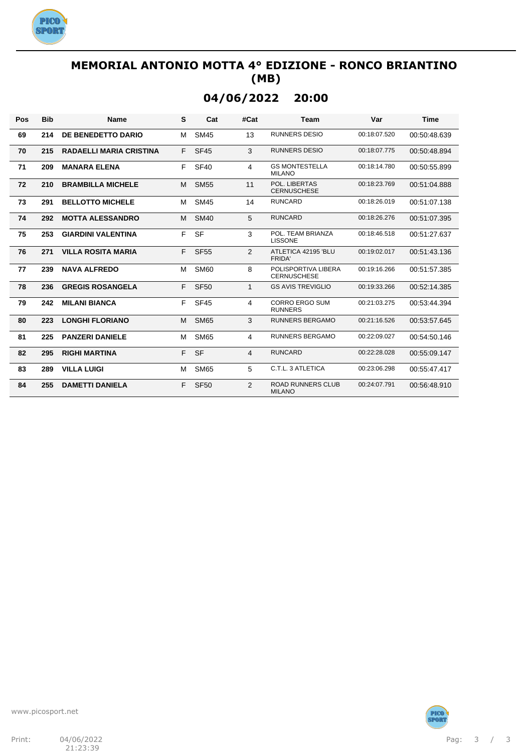# MEMORIAL ANTONIO MOTTA 4° EDIZIONE - RONCO BRIANTINO (MB)

## 04/06/2022 20:00

| Pos | Bib | Name | S | Cat | #Cat | Team | Var | Time |
|---|---|---|---|---|---|---|---|---|
| 69 | 214 | DE BENEDETTO DARIO | M | SM45 | 13 | RUNNERS DESIO | 00:18:07.520 | 00:50:48.639 |
| 70 | 215 | RADAELLI MARIA CRISTINA | F | SF45 | 3 | RUNNERS DESIO | 00:18:07.775 | 00:50:48.894 |
| 71 | 209 | MANARA ELENA | F | SF40 | 4 | GS MONTESTELLA MILANO | 00:18:14.780 | 00:50:55.899 |
| 72 | 210 | BRAMBILLA MICHELE | M | SM55 | 11 | POL. LIBERTAS CERNUSCHESE | 00:18:23.769 | 00:51:04.888 |
| 73 | 291 | BELLOTTO MICHELE | M | SM45 | 14 | RUNCARD | 00:18:26.019 | 00:51:07.138 |
| 74 | 292 | MOTTA ALESSANDRO | M | SM40 | 5 | RUNCARD | 00:18:26.276 | 00:51:07.395 |
| 75 | 253 | GIARDINI VALENTINA | F | SF | 3 | POL. TEAM BRIANZA LISSONE | 00:18:46.518 | 00:51:27.637 |
| 76 | 271 | VILLA ROSITA MARIA | F | SF55 | 2 | ATLETICA 42195 'BLU FRIDA' | 00:19:02.017 | 00:51:43.136 |
| 77 | 239 | NAVA ALFREDO | M | SM60 | 8 | POLISPORTIVA LIBERA CERNUSCHESE | 00:19:16.266 | 00:51:57.385 |
| 78 | 236 | GREGIS ROSANGELA | F | SF50 | 1 | GS AVIS TREVIGLIO | 00:19:33.266 | 00:52:14.385 |
| 79 | 242 | MILANI BIANCA | F | SF45 | 4 | CORRO ERGO SUM RUNNERS | 00:21:03.275 | 00:53:44.394 |
| 80 | 223 | LONGHI FLORIANO | M | SM65 | 3 | RUNNERS BERGAMO | 00:21:16.526 | 00:53:57.645 |
| 81 | 225 | PANZERI DANIELE | M | SM65 | 4 | RUNNERS BERGAMO | 00:22:09.027 | 00:54:50.146 |
| 82 | 295 | RIGHI MARTINA | F | SF | 4 | RUNCARD | 00:22:28.028 | 00:55:09.147 |
| 83 | 289 | VILLA LUIGI | M | SM65 | 5 | C.T.L. 3 ATLETICA | 00:23:06.298 | 00:55:47.417 |
| 84 | 255 | DAMETTI DANIELA | F | SF50 | 2 | ROAD RUNNERS CLUB MILANO | 00:24:07.791 | 00:56:48.910 |

www.picosport.net

Print: 04/06/2022 21:23:39